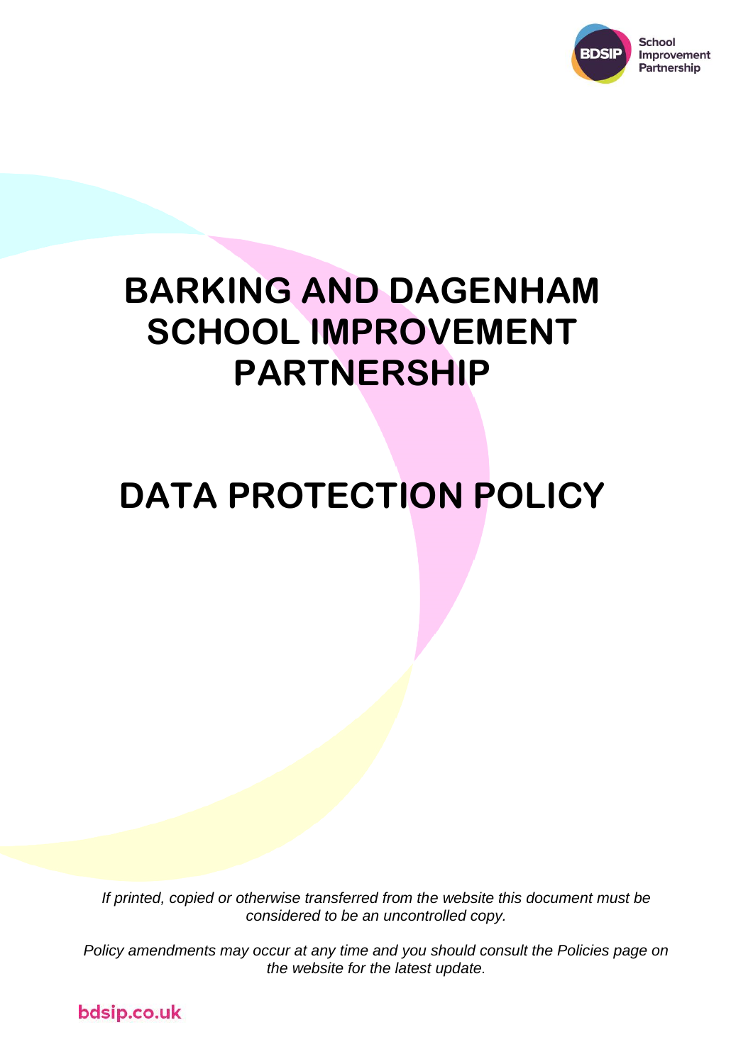# BARKING AND DAGENHAM SCHOOL IMPROVEMENT PARTNERSHIP

# DATA PROTECTION POLICY

*If printed, copied or otherwise transferred from the website this document must be considered to be an uncontrolled copy.*

*Policy amendments may occur at any time and you should consult the Policies page on the website for the latest update.*

bdsip.co.uk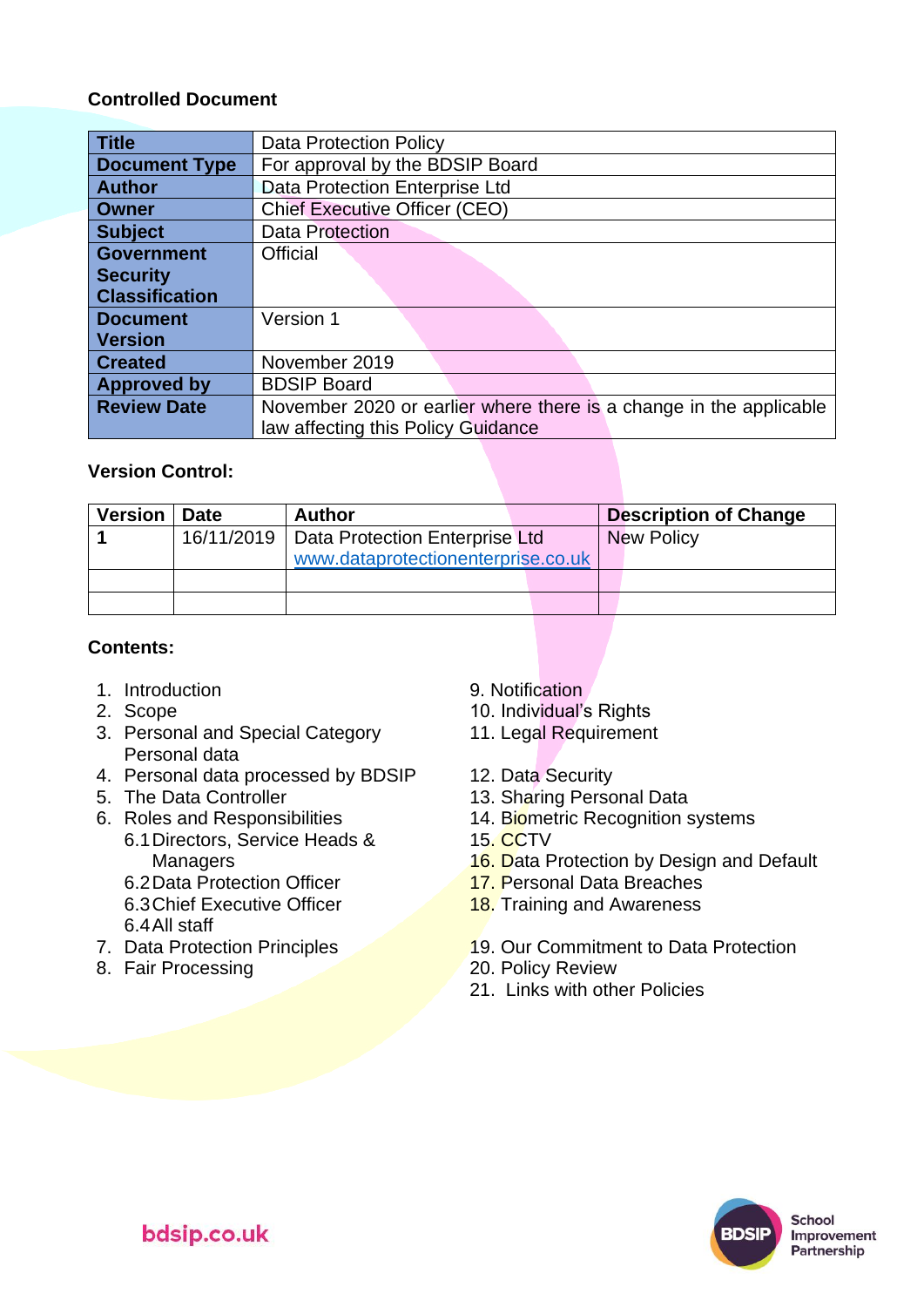**Controlled Document**

| Title | Data Protection Policy |
|---|---|
| Document Type | For approval by the BDSIP Board |
| Author | Data Protection Enterprise Ltd |
| Owner | Chief Executive Officer (CEO) |
| Subject | Data Protection |
| Government Security Classification | Official |
| Document Version | Version 1 |
| Created | November 2019 |
| Approved by | BDSIP Board |
| Review Date | November 2020 or earlier where there is a change in the applicable law affecting this Policy Guidance |

**Version Control:**

| Version | Date | Author | Description of Change |
|---|---|---|---|
| **1** | 16/11/2019 | Data Protection Enterprise Ltd www.dataprotectionenterprise.co.uk | New Policy |
| | | | |
| | | | |

**Contents:**

1. Introduction
2. Scope
3. Personal and Special Category Personal data
4. Personal data processed by BDSIP
5. The Data Controller
6. Roles and Responsibilities
   - 6.1 Directors, Service Heads & Managers
   - 6.2 Data Protection Officer
   - 6.3 Chief Executive Officer
   - 6.4 All staff
7. Data Protection Principles
8. Fair Processing
9. Notification
10. Individual's Rights
11. Legal Requirement
12. Data Security
13. Sharing Personal Data
14. Biometric Recognition systems
15. CCTV
16. Data Protection by Design and Default
17. Personal Data Breaches
18. Training and Awareness
19. Our Commitment to Data Protection
20. Policy Review
21. Links with other Policies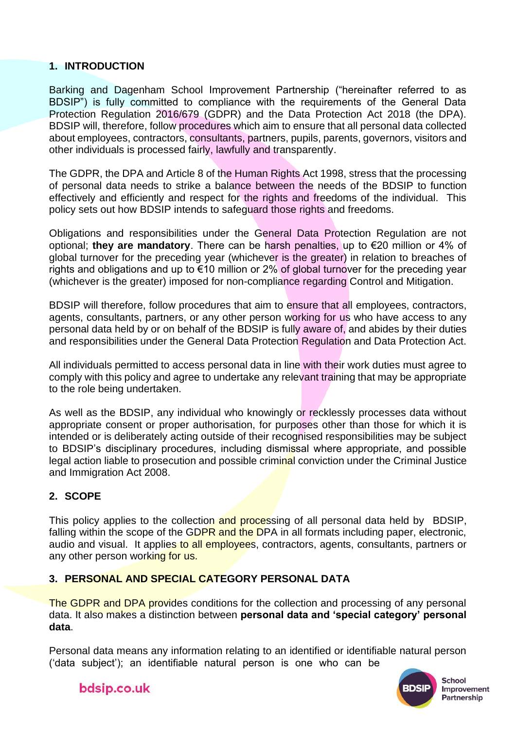## 1. INTRODUCTION

Barking and Dagenham School Improvement Partnership ("hereinafter referred to as BDSIP") is fully committed to compliance with the requirements of the General Data Protection Regulation 2016/679 (GDPR) and the Data Protection Act 2018 (the DPA). BDSIP will, therefore, follow procedures which aim to ensure that all personal data collected about employees, contractors, consultants, partners, pupils, parents, governors, visitors and other individuals is processed fairly, lawfully and transparently.

The GDPR, the DPA and Article 8 of the Human Rights Act 1998, stress that the processing of personal data needs to strike a balance between the needs of the BDSIP to function effectively and efficiently and respect for the rights and freedoms of the individual. This policy sets out how BDSIP intends to safeguard those rights and freedoms.

Obligations and responsibilities under the General Data Protection Regulation are not optional; **they are mandatory**. There can be harsh penalties, up to €20 million or 4% of global turnover for the preceding year (whichever is the greater) in relation to breaches of rights and obligations and up to €10 million or 2% of global turnover for the preceding year (whichever is the greater) imposed for non-compliance regarding Control and Mitigation.

BDSIP will therefore, follow procedures that aim to ensure that all employees, contractors, agents, consultants, partners, or any other person working for us who have access to any personal data held by or on behalf of the BDSIP is fully aware of, and abides by their duties and responsibilities under the General Data Protection Regulation and Data Protection Act.

All individuals permitted to access personal data in line with their work duties must agree to comply with this policy and agree to undertake any relevant training that may be appropriate to the role being undertaken.

As well as the BDSIP, any individual who knowingly or recklessly processes data without appropriate consent or proper authorisation, for purposes other than those for which it is intended or is deliberately acting outside of their recognised responsibilities may be subject to BDSIP's disciplinary procedures, including dismissal where appropriate, and possible legal action liable to prosecution and possible criminal conviction under the Criminal Justice and Immigration Act 2008.

## 2. SCOPE

This policy applies to the collection and processing of all personal data held by BDSIP, falling within the scope of the GDPR and the DPA in all formats including paper, electronic, audio and visual. It applies to all employees, contractors, agents, consultants, partners or any other person working for us.

## 3. PERSONAL AND SPECIAL CATEGORY PERSONAL DATA

The GDPR and DPA provides conditions for the collection and processing of any personal data. It also makes a distinction between **personal data and 'special category' personal data**.

Personal data means any information relating to an identified or identifiable natural person ('data subject'); an identifiable natural person is one who can be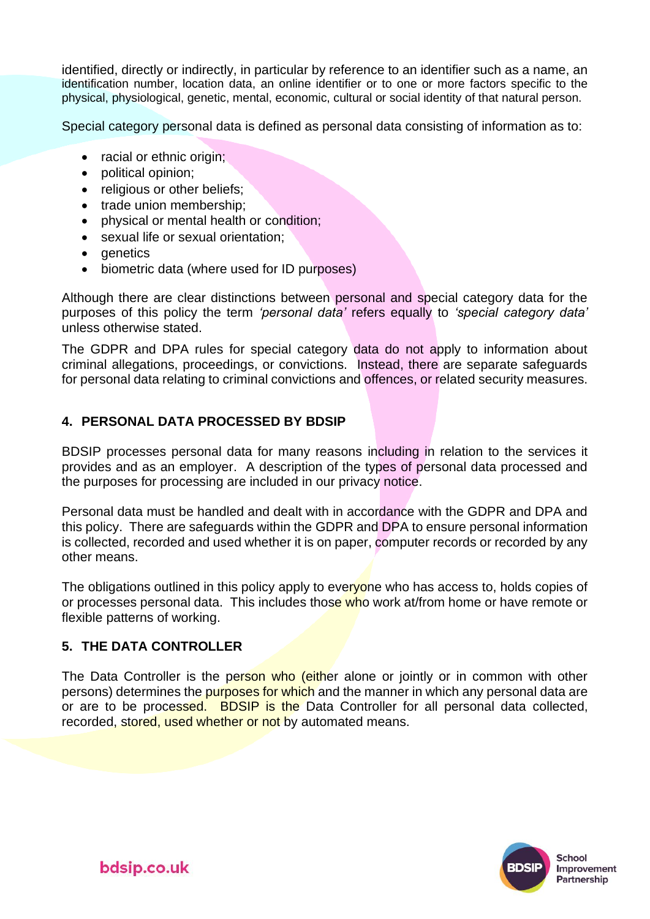identified, directly or indirectly, in particular by reference to an identifier such as a name, an identification number, location data, an online identifier or to one or more factors specific to the physical, physiological, genetic, mental, economic, cultural or social identity of that natural person.

Special category personal data is defined as personal data consisting of information as to:

- racial or ethnic origin;
- political opinion;
- religious or other beliefs;
- trade union membership;
- physical or mental health or condition;
- sexual life or sexual orientation;
- genetics
- biometric data (where used for ID purposes)

Although there are clear distinctions between personal and special category data for the purposes of this policy the term *'personal data'* refers equally to *'special category data'* unless otherwise stated.

The GDPR and DPA rules for special category data do not apply to information about criminal allegations, proceedings, or convictions. Instead, there are separate safeguards for personal data relating to criminal convictions and offences, or related security measures.

## 4. PERSONAL DATA PROCESSED BY BDSIP

BDSIP processes personal data for many reasons including in relation to the services it provides and as an employer. A description of the types of personal data processed and the purposes for processing are included in our privacy notice.

Personal data must be handled and dealt with in accordance with the GDPR and DPA and this policy. There are safeguards within the GDPR and DPA to ensure personal information is collected, recorded and used whether it is on paper, computer records or recorded by any other means.

The obligations outlined in this policy apply to everyone who has access to, holds copies of or processes personal data. This includes those who work at/from home or have remote or flexible patterns of working.

## 5. THE DATA CONTROLLER

The Data Controller is the person who (either alone or jointly or in common with other persons) determines the purposes for which and the manner in which any personal data are or are to be processed. BDSIP is the Data Controller for all personal data collected, recorded, stored, used whether or not by automated means.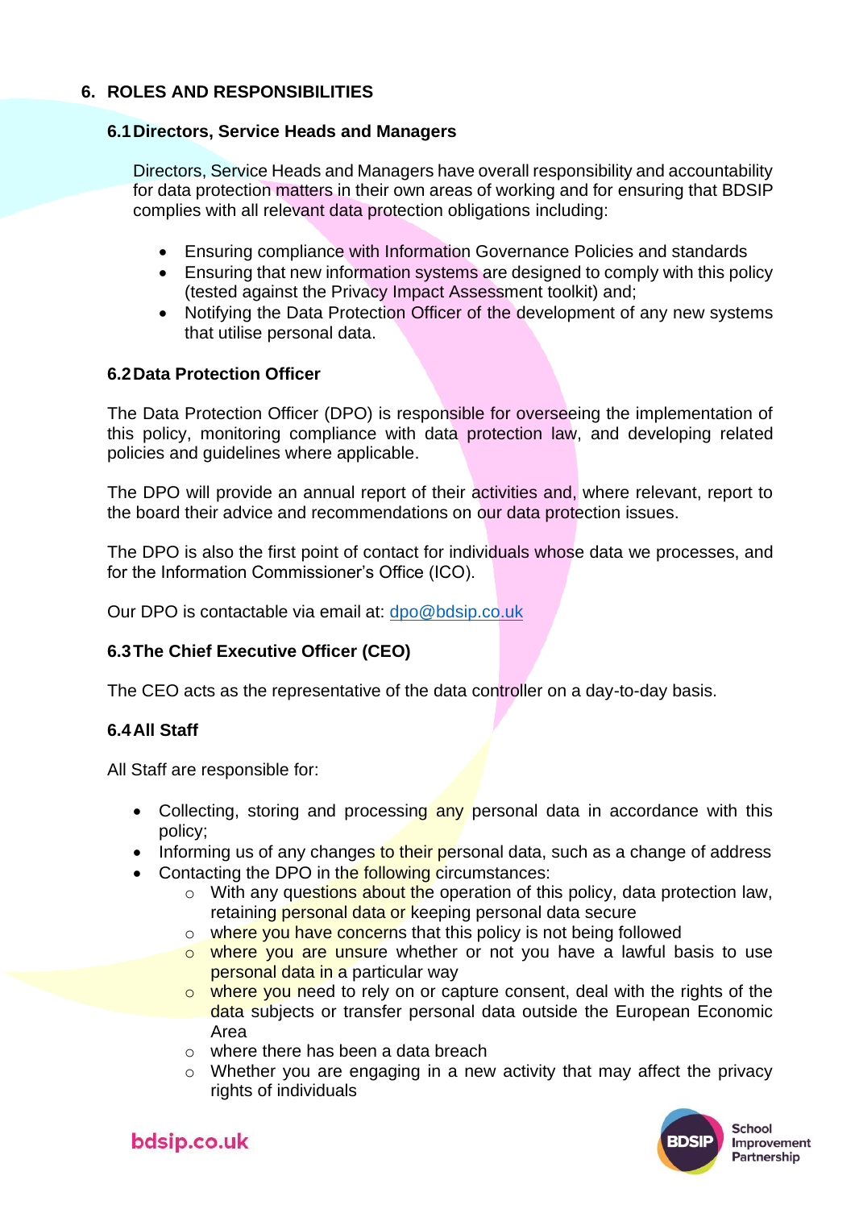## 6. ROLES AND RESPONSIBILITIES

### 6.1 Directors, Service Heads and Managers

Directors, Service Heads and Managers have overall responsibility and accountability for data protection matters in their own areas of working and for ensuring that BDSIP complies with all relevant data protection obligations including:

- Ensuring compliance with Information Governance Policies and standards
- Ensuring that new information systems are designed to comply with this policy (tested against the Privacy Impact Assessment toolkit) and;
- Notifying the Data Protection Officer of the development of any new systems that utilise personal data.

### 6.2 Data Protection Officer

The Data Protection Officer (DPO) is responsible for overseeing the implementation of this policy, monitoring compliance with data protection law, and developing related policies and guidelines where applicable.

The DPO will provide an annual report of their activities and, where relevant, report to the board their advice and recommendations on our data protection issues.

The DPO is also the first point of contact for individuals whose data we processes, and for the Information Commissioner's Office (ICO).

Our DPO is contactable via email at: dpo@bdsip.co.uk

### 6.3 The Chief Executive Officer (CEO)

The CEO acts as the representative of the data controller on a day-to-day basis.

### 6.4 All Staff

All Staff are responsible for:

- Collecting, storing and processing any personal data in accordance with this policy;
- Informing us of any changes to their personal data, such as a change of address
- Contacting the DPO in the following circumstances:
  - With any questions about the operation of this policy, data protection law, retaining personal data or keeping personal data secure
  - where you have concerns that this policy is not being followed
  - where you are unsure whether or not you have a lawful basis to use personal data in a particular way
  - where you need to rely on or capture consent, deal with the rights of the data subjects or transfer personal data outside the European Economic Area
  - where there has been a data breach
  - Whether you are engaging in a new activity that may affect the privacy rights of individuals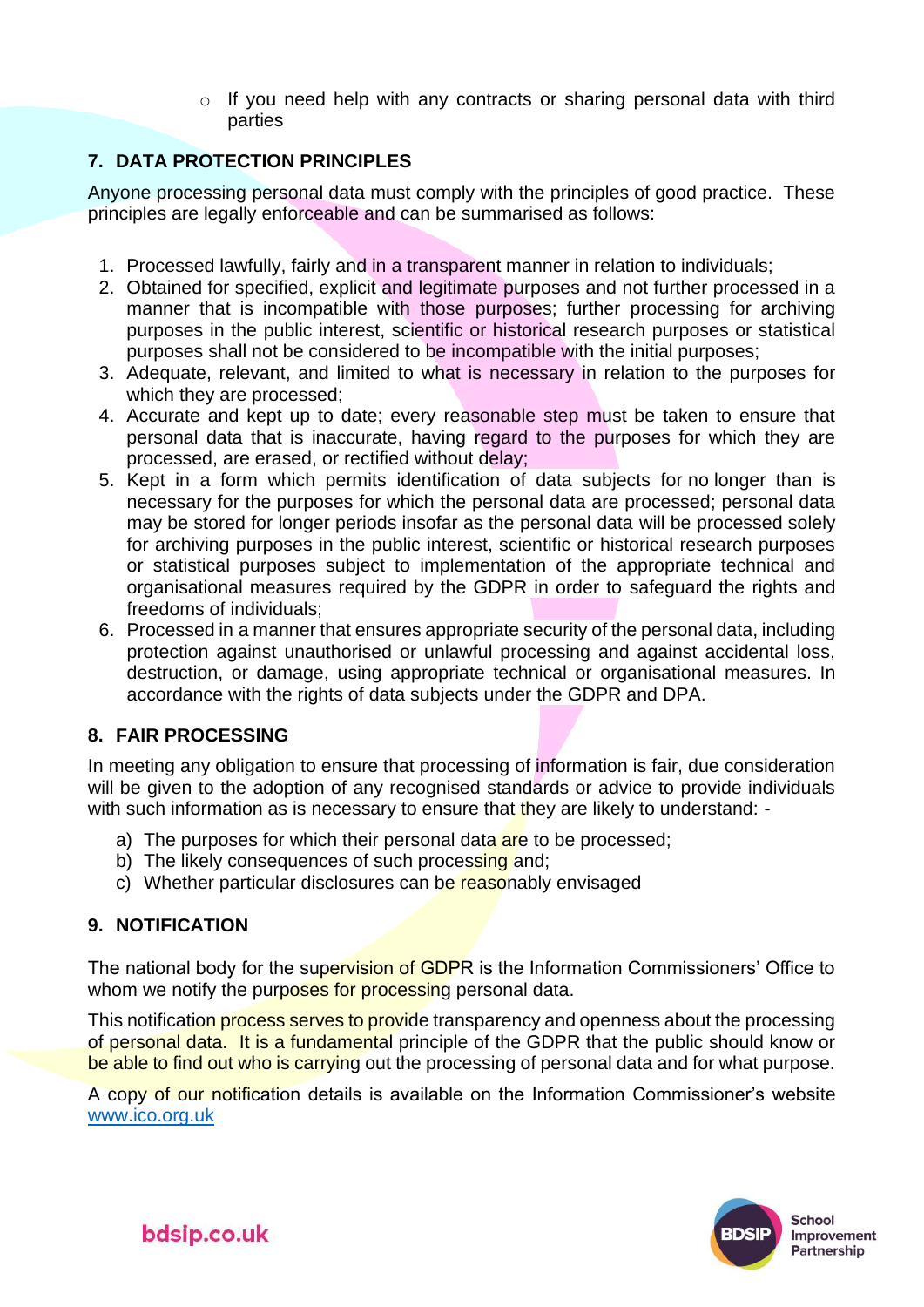- If you need help with any contracts or sharing personal data with third parties

## 7. DATA PROTECTION PRINCIPLES

Anyone processing personal data must comply with the principles of good practice. These principles are legally enforceable and can be summarised as follows:

1. Processed lawfully, fairly and in a transparent manner in relation to individuals;
2. Obtained for specified, explicit and legitimate purposes and not further processed in a manner that is incompatible with those purposes; further processing for archiving purposes in the public interest, scientific or historical research purposes or statistical purposes shall not be considered to be incompatible with the initial purposes;
3. Adequate, relevant, and limited to what is necessary in relation to the purposes for which they are processed;
4. Accurate and kept up to date; every reasonable step must be taken to ensure that personal data that is inaccurate, having regard to the purposes for which they are processed, are erased, or rectified without delay;
5. Kept in a form which permits identification of data subjects for no longer than is necessary for the purposes for which the personal data are processed; personal data may be stored for longer periods insofar as the personal data will be processed solely for archiving purposes in the public interest, scientific or historical research purposes or statistical purposes subject to implementation of the appropriate technical and organisational measures required by the GDPR in order to safeguard the rights and freedoms of individuals;
6. Processed in a manner that ensures appropriate security of the personal data, including protection against unauthorised or unlawful processing and against accidental loss, destruction, or damage, using appropriate technical or organisational measures. In accordance with the rights of data subjects under the GDPR and DPA.

## 8. FAIR PROCESSING

In meeting any obligation to ensure that processing of information is fair, due consideration will be given to the adoption of any recognised standards or advice to provide individuals with such information as is necessary to ensure that they are likely to understand: -

a) The purposes for which their personal data are to be processed;
b) The likely consequences of such processing and;
c) Whether particular disclosures can be reasonably envisaged

## 9. NOTIFICATION

The national body for the supervision of GDPR is the Information Commissioners' Office to whom we notify the purposes for processing personal data.

This notification process serves to provide transparency and openness about the processing of personal data. It is a fundamental principle of the GDPR that the public should know or be able to find out who is carrying out the processing of personal data and for what purpose.

A copy of our notification details is available on the Information Commissioner's website [www.ico.org.uk](http://www.ico.org.uk)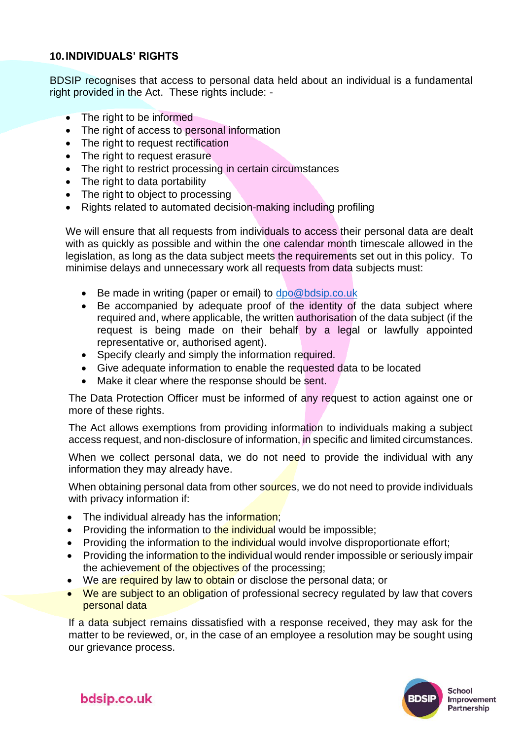## 10. INDIVIDUALS' RIGHTS

BDSIP recognises that access to personal data held about an individual is a fundamental right provided in the Act. These rights include: -

- The right to be informed
- The right of access to personal information
- The right to request rectification
- The right to request erasure
- The right to restrict processing in certain circumstances
- The right to data portability
- The right to object to processing
- Rights related to automated decision-making including profiling

We will ensure that all requests from individuals to access their personal data are dealt with as quickly as possible and within the one calendar month timescale allowed in the legislation, as long as the data subject meets the requirements set out in this policy. To minimise delays and unnecessary work all requests from data subjects must:

- Be made in writing (paper or email) to dpo@bdsip.co.uk
- Be accompanied by adequate proof of the identity of the data subject where required and, where applicable, the written authorisation of the data subject (if the request is being made on their behalf by a legal or lawfully appointed representative or, authorised agent).
- Specify clearly and simply the information required.
- Give adequate information to enable the requested data to be located
- Make it clear where the response should be sent.

The Data Protection Officer must be informed of any request to action against one or more of these rights.

The Act allows exemptions from providing information to individuals making a subject access request, and non-disclosure of information, in specific and limited circumstances.

When we collect personal data, we do not need to provide the individual with any information they may already have.

When obtaining personal data from other sources, we do not need to provide individuals with privacy information if:

- The individual already has the information;
- Providing the information to the individual would be impossible;
- Providing the information to the individual would involve disproportionate effort;
- Providing the information to the individual would render impossible or seriously impair the achievement of the objectives of the processing;
- We are required by law to obtain or disclose the personal data; or
- We are subject to an obligation of professional secrecy regulated by law that covers personal data

If a data subject remains dissatisfied with a response received, they may ask for the matter to be reviewed, or, in the case of an employee a resolution may be sought using our grievance process.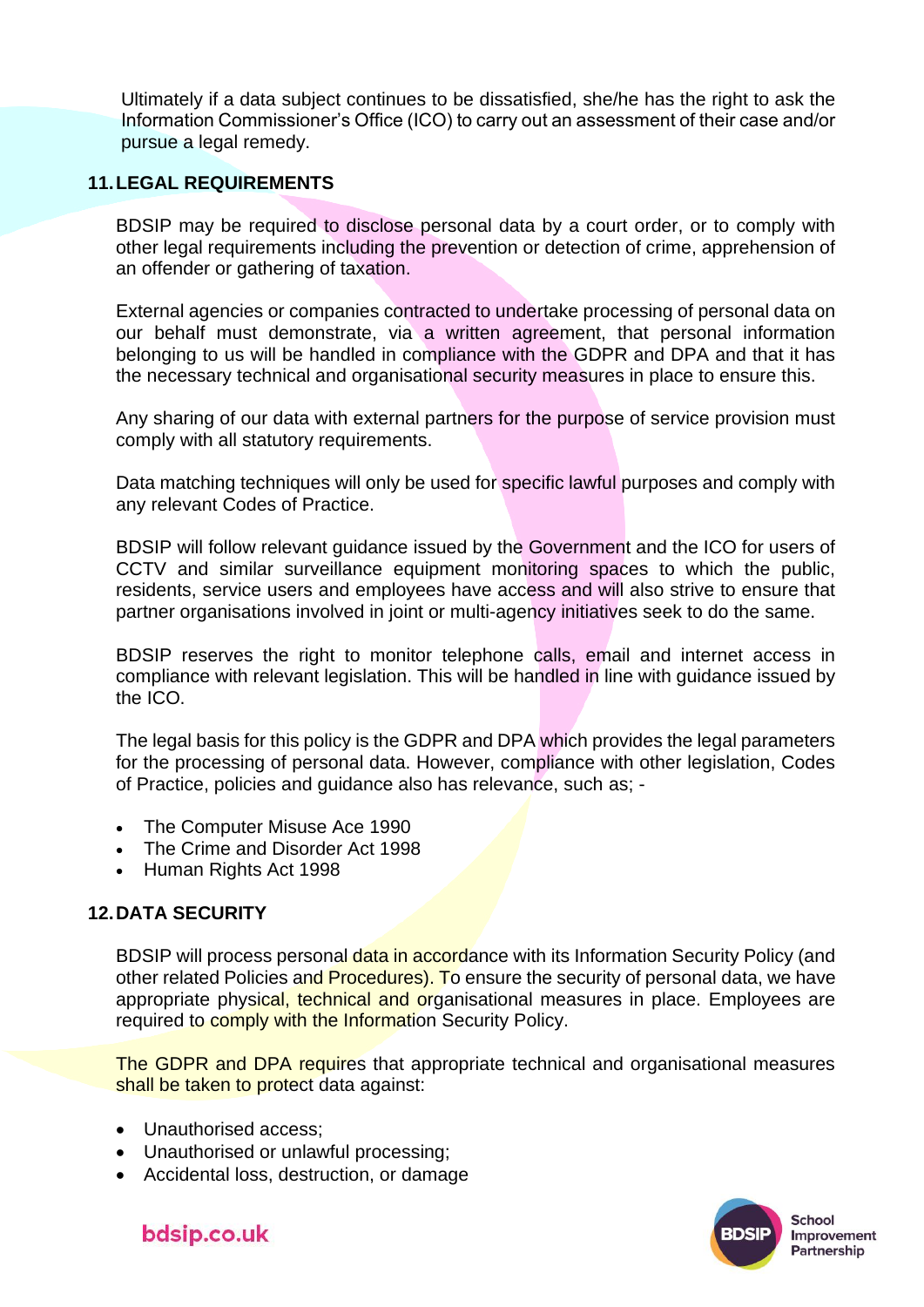Ultimately if a data subject continues to be dissatisfied, she/he has the right to ask the Information Commissioner's Office (ICO) to carry out an assessment of their case and/or pursue a legal remedy.

## 11. LEGAL REQUIREMENTS

BDSIP may be required to disclose personal data by a court order, or to comply with other legal requirements including the prevention or detection of crime, apprehension of an offender or gathering of taxation.

External agencies or companies contracted to undertake processing of personal data on our behalf must demonstrate, via a written agreement, that personal information belonging to us will be handled in compliance with the GDPR and DPA and that it has the necessary technical and organisational security measures in place to ensure this.

Any sharing of our data with external partners for the purpose of service provision must comply with all statutory requirements.

Data matching techniques will only be used for specific lawful purposes and comply with any relevant Codes of Practice.

BDSIP will follow relevant guidance issued by the Government and the ICO for users of CCTV and similar surveillance equipment monitoring spaces to which the public, residents, service users and employees have access and will also strive to ensure that partner organisations involved in joint or multi-agency initiatives seek to do the same.

BDSIP reserves the right to monitor telephone calls, email and internet access in compliance with relevant legislation. This will be handled in line with guidance issued by the ICO.

The legal basis for this policy is the GDPR and DPA which provides the legal parameters for the processing of personal data. However, compliance with other legislation, Codes of Practice, policies and guidance also has relevance, such as; -

- The Computer Misuse Ace 1990
- The Crime and Disorder Act 1998
- Human Rights Act 1998

## 12. DATA SECURITY

BDSIP will process personal data in accordance with its Information Security Policy (and other related Policies and Procedures). To ensure the security of personal data, we have appropriate physical, technical and organisational measures in place. Employees are required to comply with the Information Security Policy.

The GDPR and DPA requires that appropriate technical and organisational measures shall be taken to protect data against:

- Unauthorised access;
- Unauthorised or unlawful processing;
- Accidental loss, destruction, or damage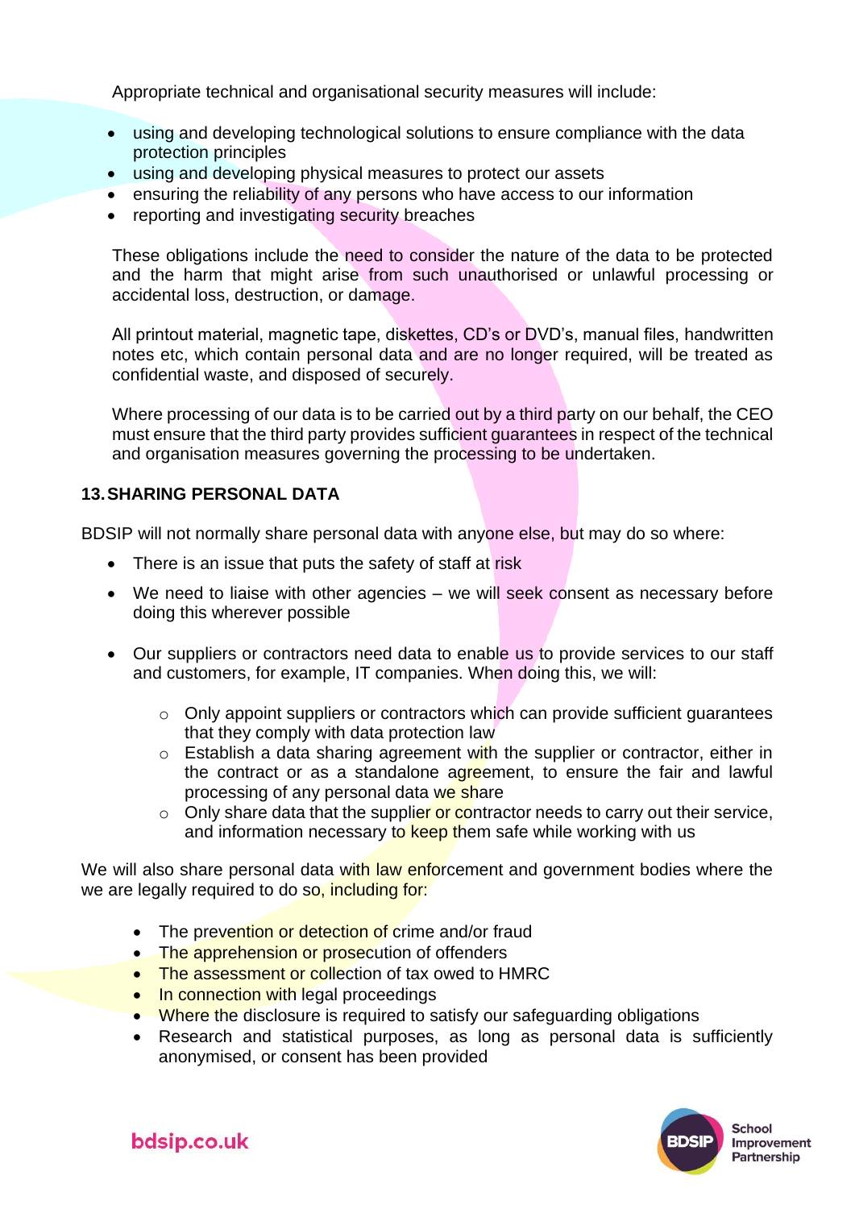Appropriate technical and organisational security measures will include:

- using and developing technological solutions to ensure compliance with the data protection principles
- using and developing physical measures to protect our assets
- ensuring the reliability of any persons who have access to our information
- reporting and investigating security breaches

These obligations include the need to consider the nature of the data to be protected and the harm that might arise from such unauthorised or unlawful processing or accidental loss, destruction, or damage.

All printout material, magnetic tape, diskettes, CD's or DVD's, manual files, handwritten notes etc, which contain personal data and are no longer required, will be treated as confidential waste, and disposed of securely.

Where processing of our data is to be carried out by a third party on our behalf, the CEO must ensure that the third party provides sufficient guarantees in respect of the technical and organisation measures governing the processing to be undertaken.

## 13. SHARING PERSONAL DATA

BDSIP will not normally share personal data with anyone else, but may do so where:

- There is an issue that puts the safety of staff at risk
- We need to liaise with other agencies – we will seek consent as necessary before doing this wherever possible
- Our suppliers or contractors need data to enable us to provide services to our staff and customers, for example, IT companies. When doing this, we will:
    - Only appoint suppliers or contractors which can provide sufficient guarantees that they comply with data protection law
    - Establish a data sharing agreement with the supplier or contractor, either in the contract or as a standalone agreement, to ensure the fair and lawful processing of any personal data we share
    - Only share data that the supplier or contractor needs to carry out their service, and information necessary to keep them safe while working with us

We will also share personal data with law enforcement and government bodies where the we are legally required to do so, including for:

- The prevention or detection of crime and/or fraud
- The apprehension or prosecution of offenders
- The assessment or collection of tax owed to HMRC
- In connection with legal proceedings
- Where the disclosure is required to satisfy our safeguarding obligations
- Research and statistical purposes, as long as personal data is sufficiently anonymised, or consent has been provided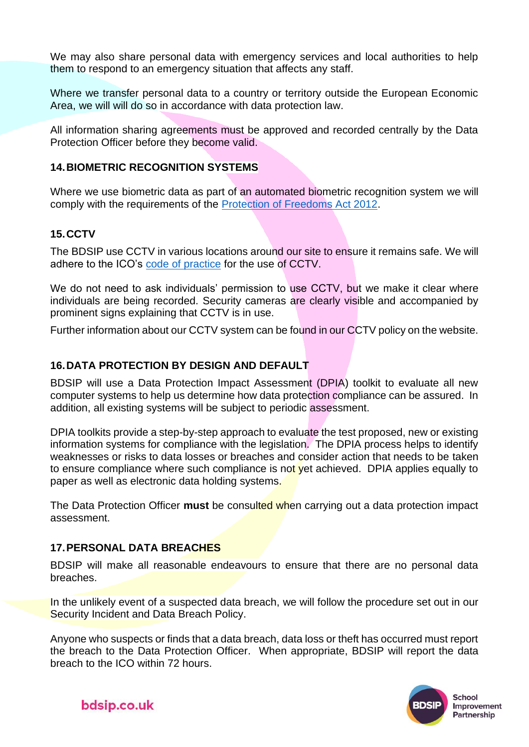We may also share personal data with emergency services and local authorities to help them to respond to an emergency situation that affects any staff.

Where we transfer personal data to a country or territory outside the European Economic Area, we will will do so in accordance with data protection law.

All information sharing agreements must be approved and recorded centrally by the Data Protection Officer before they become valid.

## 14. BIOMETRIC RECOGNITION SYSTEMS

Where we use biometric data as part of an automated biometric recognition system we will comply with the requirements of the Protection of Freedoms Act 2012.

## 15. CCTV

The BDSIP use CCTV in various locations around our site to ensure it remains safe. We will adhere to the ICO's code of practice for the use of CCTV.

We do not need to ask individuals' permission to use CCTV, but we make it clear where individuals are being recorded. Security cameras are clearly visible and accompanied by prominent signs explaining that CCTV is in use.

Further information about our CCTV system can be found in our CCTV policy on the website.

## 16. DATA PROTECTION BY DESIGN AND DEFAULT

BDSIP will use a Data Protection Impact Assessment (DPIA) toolkit to evaluate all new computer systems to help us determine how data protection compliance can be assured. In addition, all existing systems will be subject to periodic assessment.

DPIA toolkits provide a step-by-step approach to evaluate the test proposed, new or existing information systems for compliance with the legislation. The DPIA process helps to identify weaknesses or risks to data losses or breaches and consider action that needs to be taken to ensure compliance where such compliance is not yet achieved. DPIA applies equally to paper as well as electronic data holding systems.

The Data Protection Officer **must** be consulted when carrying out a data protection impact assessment.

## 17. PERSONAL DATA BREACHES

BDSIP will make all reasonable endeavours to ensure that there are no personal data breaches.

In the unlikely event of a suspected data breach, we will follow the procedure set out in our Security Incident and Data Breach Policy.

Anyone who suspects or finds that a data breach, data loss or theft has occurred must report the breach to the Data Protection Officer. When appropriate, BDSIP will report the data breach to the ICO within 72 hours.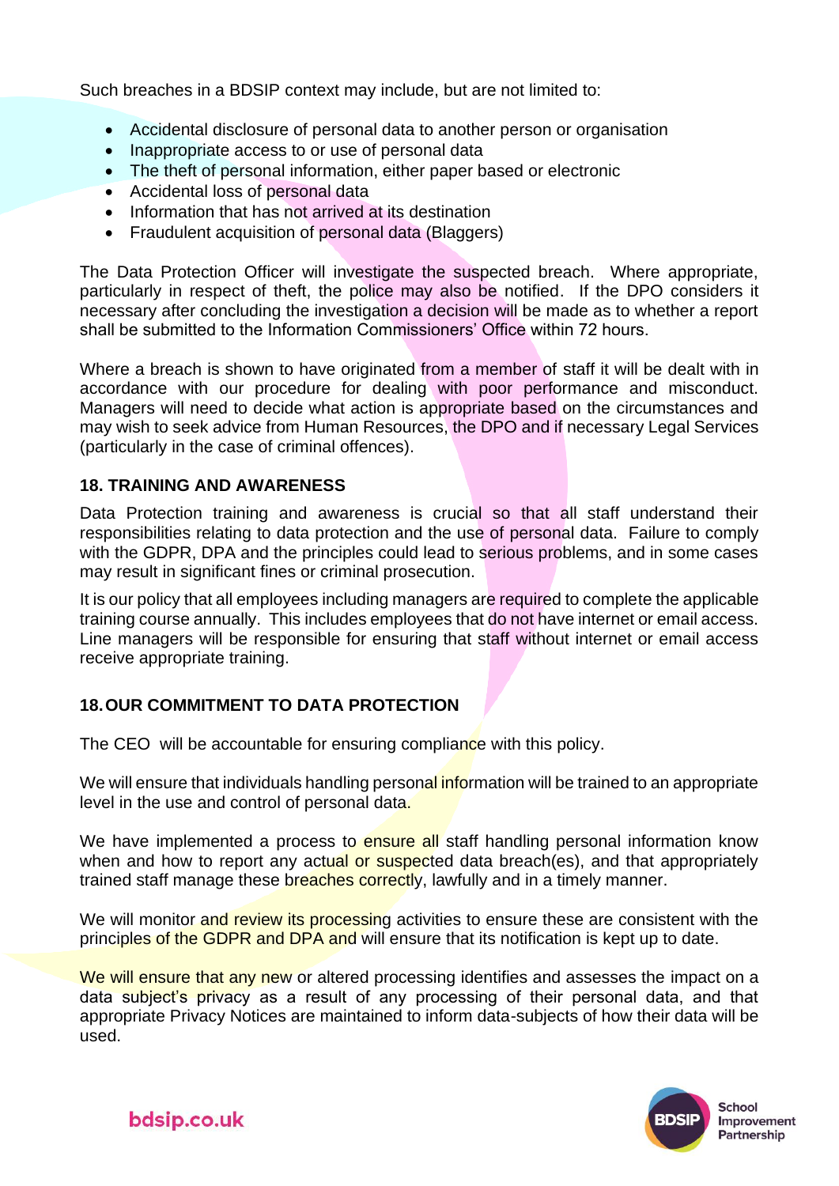Such breaches in a BDSIP context may include, but are not limited to:

- Accidental disclosure of personal data to another person or organisation
- Inappropriate access to or use of personal data
- The theft of personal information, either paper based or electronic
- Accidental loss of personal data
- Information that has not arrived at its destination
- Fraudulent acquisition of personal data (Blaggers)

The Data Protection Officer will investigate the suspected breach. Where appropriate, particularly in respect of theft, the police may also be notified. If the DPO considers it necessary after concluding the investigation a decision will be made as to whether a report shall be submitted to the Information Commissioners' Office within 72 hours.

Where a breach is shown to have originated from a member of staff it will be dealt with in accordance with our procedure for dealing with poor performance and misconduct. Managers will need to decide what action is appropriate based on the circumstances and may wish to seek advice from Human Resources, the DPO and if necessary Legal Services (particularly in the case of criminal offences).

## 18. TRAINING AND AWARENESS

Data Protection training and awareness is crucial so that all staff understand their responsibilities relating to data protection and the use of personal data. Failure to comply with the GDPR, DPA and the principles could lead to serious problems, and in some cases may result in significant fines or criminal prosecution.

It is our policy that all employees including managers are required to complete the applicable training course annually. This includes employees that do not have internet or email access. Line managers will be responsible for ensuring that staff without internet or email access receive appropriate training.

## 18. OUR COMMITMENT TO DATA PROTECTION

The CEO will be accountable for ensuring compliance with this policy.

We will ensure that individuals handling personal information will be trained to an appropriate level in the use and control of personal data.

We have implemented a process to ensure all staff handling personal information know when and how to report any actual or suspected data breach(es), and that appropriately trained staff manage these breaches correctly, lawfully and in a timely manner.

We will monitor and review its processing activities to ensure these are consistent with the principles of the GDPR and DPA and will ensure that its notification is kept up to date.

We will ensure that any new or altered processing identifies and assesses the impact on a data subject's privacy as a result of any processing of their personal data, and that appropriate Privacy Notices are maintained to inform data-subjects of how their data will be used.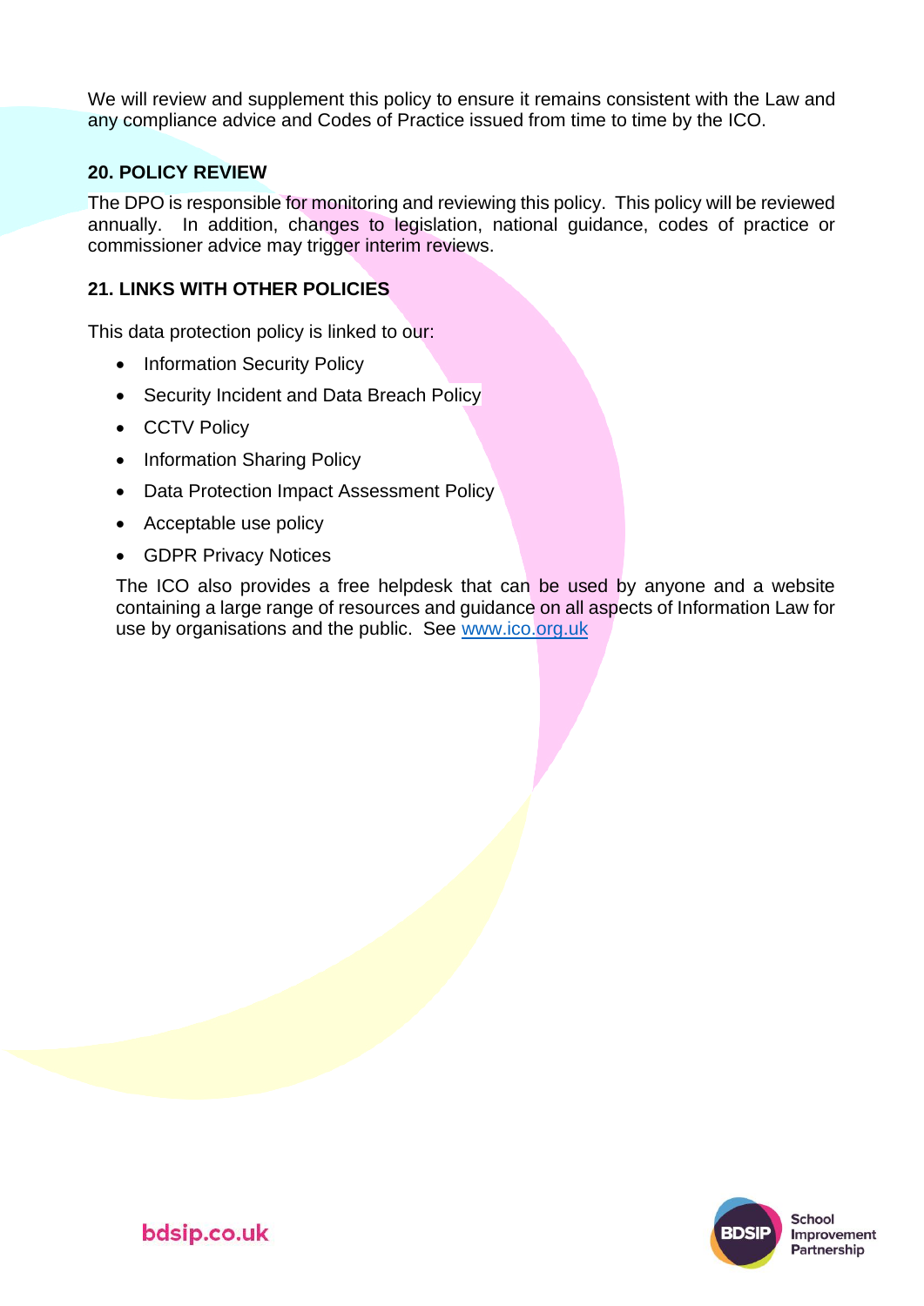We will review and supplement this policy to ensure it remains consistent with the Law and any compliance advice and Codes of Practice issued from time to time by the ICO.

## 20. POLICY REVIEW

The DPO is responsible for monitoring and reviewing this policy. This policy will be reviewed annually. In addition, changes to legislation, national guidance, codes of practice or commissioner advice may trigger interim reviews.

## 21. LINKS WITH OTHER POLICIES

This data protection policy is linked to our:

- Information Security Policy
- Security Incident and Data Breach Policy
- CCTV Policy
- Information Sharing Policy
- Data Protection Impact Assessment Policy
- Acceptable use policy
- GDPR Privacy Notices

The ICO also provides a free helpdesk that can be used by anyone and a website containing a large range of resources and guidance on all aspects of Information Law for use by organisations and the public. See www.ico.org.uk